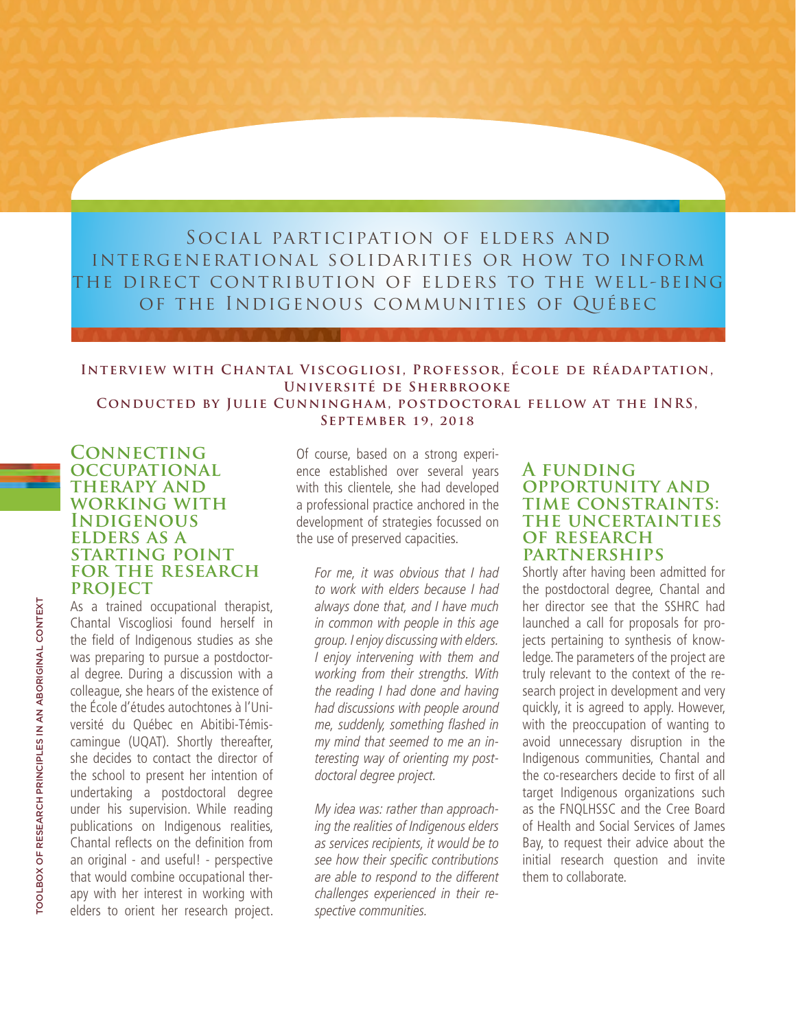# Social participation of elders and intergenerational solidarities or how to inform the direct contribution of elders to the well-being of the Indigenous communities of Québec

**Interview with Chantal Viscogliosi, Professor, École de réadaptation, Université de Sherbrooke**
**Conducted by Julie Cunningham, postdoctoral fellow at the INRS, September 19, 2018**

## Connecting occupational therapy and working with Indigenous elders as a starting point for the research project

As a trained occupational therapist, Chantal Viscogliosi found herself in the field of Indigenous studies as she was preparing to pursue a postdoctoral degree. During a discussion with a colleague, she hears of the existence of the École d'études autochtones à l'Université du Québec en Abitibi-Témiscamingue (UQAT). Shortly thereafter, she decides to contact the director of the school to present her intention of undertaking a postdoctoral degree under his supervision. While reading publications on Indigenous realities, Chantal reflects on the definition from an original - and useful! - perspective that would combine occupational therapy with her interest in working with elders to orient her research project. Of course, based on a strong experience established over several years with this clientele, she had developed a professional practice anchored in the development of strategies focussed on the use of preserved capacities.

> *For me, it was obvious that I had to work with elders because I had always done that, and I have much in common with people in this age group. I enjoy discussing with elders. I enjoy intervening with them and working from their strengths. With the reading I had done and having had discussions with people around me, suddenly, something flashed in my mind that seemed to me an interesting way of orienting my postdoctoral degree project.*
>
> *My idea was: rather than approaching the realities of Indigenous elders as services recipients, it would be to see how their specific contributions are able to respond to the different challenges experienced in their respective communities.*

## A funding opportunity and time constraints: the uncertainties of research partnerships

Shortly after having been admitted for the postdoctoral degree, Chantal and her director see that the SSHRC had launched a call for proposals for projects pertaining to synthesis of knowledge. The parameters of the project are truly relevant to the context of the research project in development and very quickly, it is agreed to apply. However, with the preoccupation of wanting to avoid unnecessary disruption in the Indigenous communities, Chantal and the co-researchers decide to first of all target Indigenous organizations such as the FNQLHSSC and the Cree Board of Health and Social Services of James Bay, to request their advice about the initial research question and invite them to collaborate.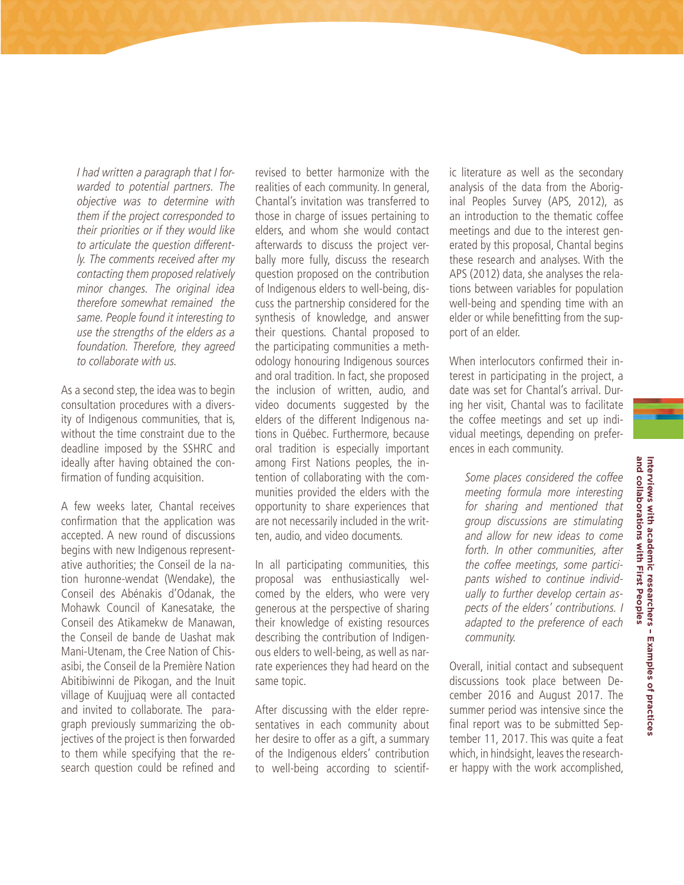*I had written a paragraph that I forwarded to potential partners. The objective was to determine with them if the project corresponded to their priorities or if they would like to articulate the question differently. The comments received after my contacting them proposed relatively minor changes. The original idea therefore somewhat remained the same. People found it interesting to use the strengths of the elders as a foundation. Therefore, they agreed to collaborate with us.*

As a second step, the idea was to begin consultation procedures with a diversity of Indigenous communities, that is, without the time constraint due to the deadline imposed by the SSHRC and ideally after having obtained the confirmation of funding acquisition.

A few weeks later, Chantal receives confirmation that the application was accepted. A new round of discussions begins with new Indigenous representative authorities; the Conseil de la nation huronne-wendat (Wendake), the Conseil des Abénakis d'Odanak, the Mohawk Council of Kanesatake, the Conseil des Atikamekw de Manawan, the Conseil de bande de Uashat mak Mani-Utenam, the Cree Nation of Chisasibi, the Conseil de la Première Nation Abitibiwinni de Pikogan, and the Inuit village of Kuujjuaq were all contacted and invited to collaborate. The paragraph previously summarizing the objectives of the project is then forwarded to them while specifying that the research question could be refined and revised to better harmonize with the realities of each community. In general, Chantal's invitation was transferred to those in charge of issues pertaining to elders, and whom she would contact afterwards to discuss the project verbally more fully, discuss the research question proposed on the contribution of Indigenous elders to well-being, discuss the partnership considered for the synthesis of knowledge, and answer their questions. Chantal proposed to the participating communities a methodology honouring Indigenous sources and oral tradition. In fact, she proposed the inclusion of written, audio, and video documents suggested by the elders of the different Indigenous nations in Québec. Furthermore, because oral tradition is especially important among First Nations peoples, the intention of collaborating with the communities provided the elders with the opportunity to share experiences that are not necessarily included in the written, audio, and video documents.

In all participating communities, this proposal was enthusiastically welcomed by the elders, who were very generous at the perspective of sharing their knowledge of existing resources describing the contribution of Indigenous elders to well-being, as well as narrate experiences they had heard on the same topic.

After discussing with the elder representatives in each community about her desire to offer as a gift, a summary of the Indigenous elders' contribution to well-being according to scientific literature as well as the secondary analysis of the data from the Aboriginal Peoples Survey (APS, 2012), as an introduction to the thematic coffee meetings and due to the interest generated by this proposal, Chantal begins these research and analyses. With the APS (2012) data, she analyses the relations between variables for population well-being and spending time with an elder or while benefitting from the support of an elder.

When interlocutors confirmed their interest in participating in the project, a date was set for Chantal's arrival. During her visit, Chantal was to facilitate the coffee meetings and set up individual meetings, depending on preferences in each community.

*Some places considered the coffee meeting formula more interesting for sharing and mentioned that group discussions are stimulating and allow for new ideas to come forth. In other communities, after the coffee meetings, some participants wished to continue individually to further develop certain aspects of the elders' contributions. I adapted to the preference of each community.*

Overall, initial contact and subsequent discussions took place between December 2016 and August 2017. The summer period was intensive since the final report was to be submitted September 11, 2017. This was quite a feat which, in hindsight, leaves the researcher happy with the work accomplished,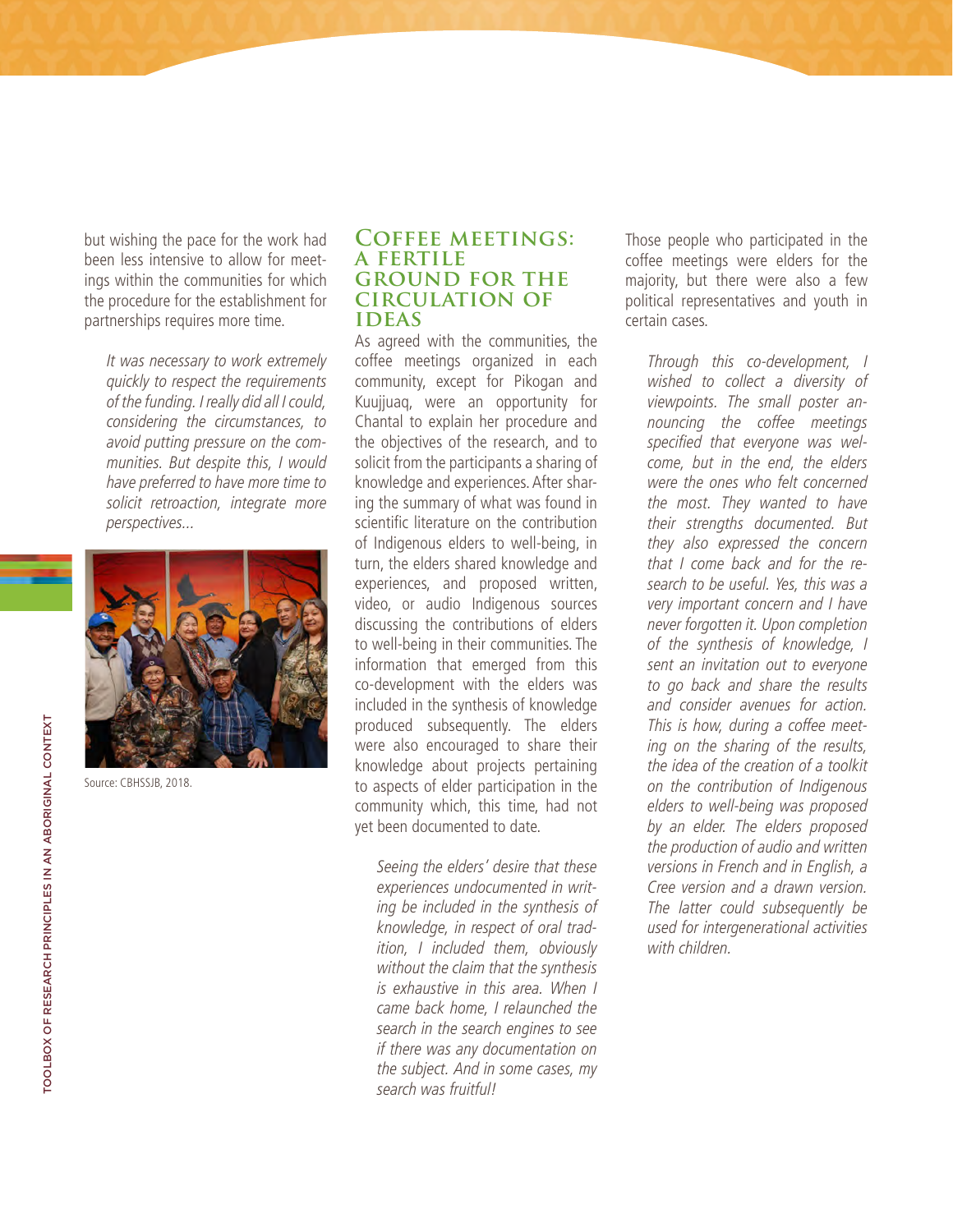but wishing the pace for the work had been less intensive to allow for meetings within the communities for which the procedure for the establishment for partnerships requires more time.

> *It was necessary to work extremely quickly to respect the requirements of the funding. I really did all I could, considering the circumstances, to avoid pressure on the communities. But despite this, I would have preferred to have more time to solicit retroaction, integrate more perspectives...*

Source: CBHSSJB, 2018.

## Coffee meetings: a fertile ground for the circulation of ideas

As agreed with the communities, the coffee meetings organized in each community, except for Pikogan and Kuujjuaq, were an opportunity for Chantal to explain her procedure and the objectives of the research, and to solicit from the participants a sharing of knowledge and experiences. After sharing the summary of what was found in scientific literature on the contribution of Indigenous elders to well-being, in turn, the elders shared knowledge and experiences, and proposed written, video, or audio Indigenous sources discussing the contributions of elders to well-being in their communities. The information that emerged from this co-development with the elders was included in the synthesis of knowledge produced subsequently. The elders were also encouraged to share their knowledge about projects pertaining to aspects of elder participation in the community which, this time, had not yet been documented to date.

> *Seeing the elders' desire that these experiences undocumented in writing be included in the synthesis of knowledge, in respect of oral tradition, I included them, obviously without the claim that the synthesis is exhaustive in this area. When I came back home, I relaunched the search in the search engines to see if there was any documentation on the subject. And in some cases, my search was fruitful!*

Those people who participated in the coffee meetings were elders for the majority, but there were also a few political representatives and youth in certain cases.

> *Through this co-development, I wished to collect a diversity of viewpoints. The small poster announcing the coffee meetings specified that everyone was welcome, but in the end, the elders were the ones who felt concerned the most. They wanted to have their strengths documented. But they also expressed the concern that I come back and for the research to be useful. Yes, this was a very important concern and I have never forgotten it. Upon completion of the synthesis of knowledge, I sent an invitation out to everyone to go back and share the results and consider avenues for action. This is how, during a coffee meeting on the sharing of the results, the idea of the creation of a toolkit on the contribution of Indigenous elders to well-being was proposed by an elder. The elders proposed the production of audio and written versions in French and in English, a Cree version and a drawn version. The latter could subsequently be used for intergenerational activities with children.*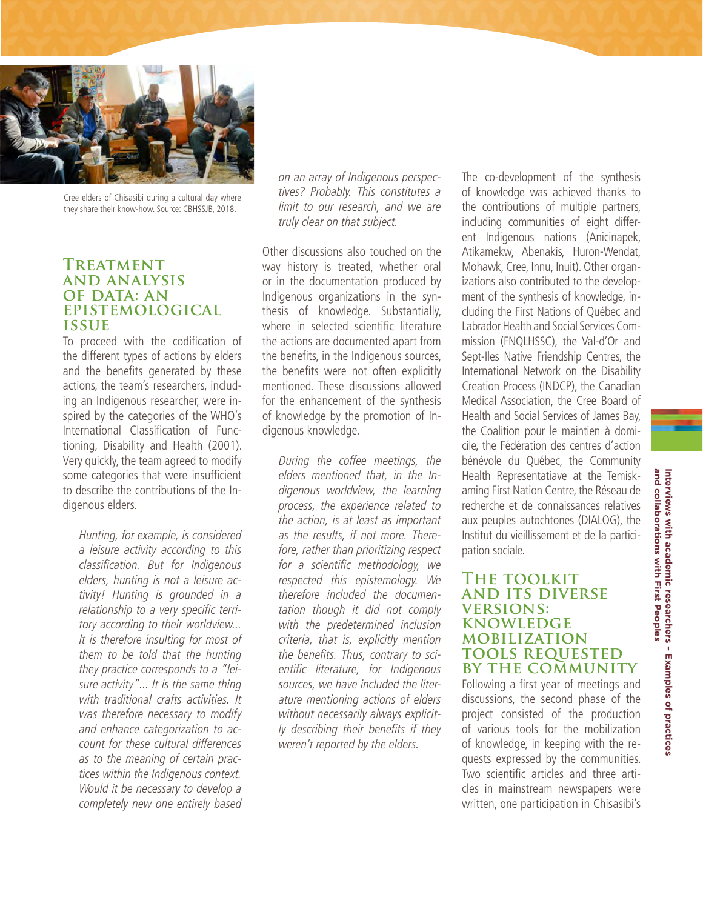Cree elders of Chisasibi during a cultural day where they share their know-how. Source: CBHSSJB, 2018.

## Treatment and analysis of data: an epistemological issue

To proceed with the codification of the different types of actions by elders and the benefits generated by these actions, the team's researchers, including an Indigenous researcher, were inspired by the categories of the WHO's International Classification of Functioning, Disability and Health (2001). Very quickly, the team agreed to modify some categories that were insufficient to describe the contributions of the Indigenous elders.

> *Hunting, for example, is considered a leisure activity according to this classification. But for Indigenous elders, hunting is not a leisure activity! Hunting is grounded in a relationship to a very specific territory according to their worldview... It is therefore insulting for most of them to be told that the hunting they practice corresponds to a "leisure activity"... It is the same thing with traditional crafts activities. It was therefore necessary to modify and enhance categorization to account for these cultural differences as to the meaning of certain practices within the Indigenous context. Would it be necessary to develop a completely new one entirely based on an array of Indigenous perspectives? Probably. This constitutes a limit to our research, and we are truly clear on that subject.*

Other discussions also touched on the way history is treated, whether oral or in the documentation produced by Indigenous organizations in the synthesis of knowledge. Substantially, where in selected scientific literature the actions are documented apart from the benefits, in the Indigenous sources, the benefits were not often explicitly mentioned. These discussions allowed for the enhancement of the synthesis of knowledge by the promotion of Indigenous knowledge.

> *During the coffee meetings, the elders mentioned that, in the Indigenous worldview, the learning process, the experience related to the action, is at least as important as the results, if not more. Therefore, rather than prioritizing respect for a scientific methodology, we respected this epistemology. We therefore included the documentation though it did not comply with the predetermined inclusion criteria, that is, explicitly mention the benefits. Thus, contrary to scientific literature, for Indigenous sources, we have included the literature mentioning actions of elders without necessarily always explicitly describing their benefits if they weren't reported by the elders.*

The co-development of the synthesis of knowledge was achieved thanks to the contributions of multiple partners, including communities of eight different Indigenous nations (Anicinapek, Atikamekw, Abenakis, Huron-Wendat, Mohawk, Cree, Innu, Inuit). Other organizations also contributed to the development of the synthesis of knowledge, including the First Nations of Québec and Labrador Health and Social Services Commission (FNQLHSSC), the Val-d'Or and Sept-Iles Native Friendship Centres, the International Network on the Disability Creation Process (INDCP), the Canadian Medical Association, the Cree Board of Health and Social Services of James Bay, the Coalition pour le maintien à domicile, the Fédération des centres d'action bénévole du Québec, the Community Health Representatiave at the Temiskaming First Nation Centre, the Réseau de recherche et de connaissances relatives aux peuples autochtones (DIALOG), the Institut du vieillissement et de la participation sociale.

## The toolkit and its diverse versions: knowledge mobilization tools requested by the community

Following a first year of meetings and discussions, the second phase of the project consisted of the production of various tools for the mobilization of knowledge, in keeping with the requests expressed by the communities. Two scientific articles and three articles in mainstream newspapers were written, one participation in Chisasibi's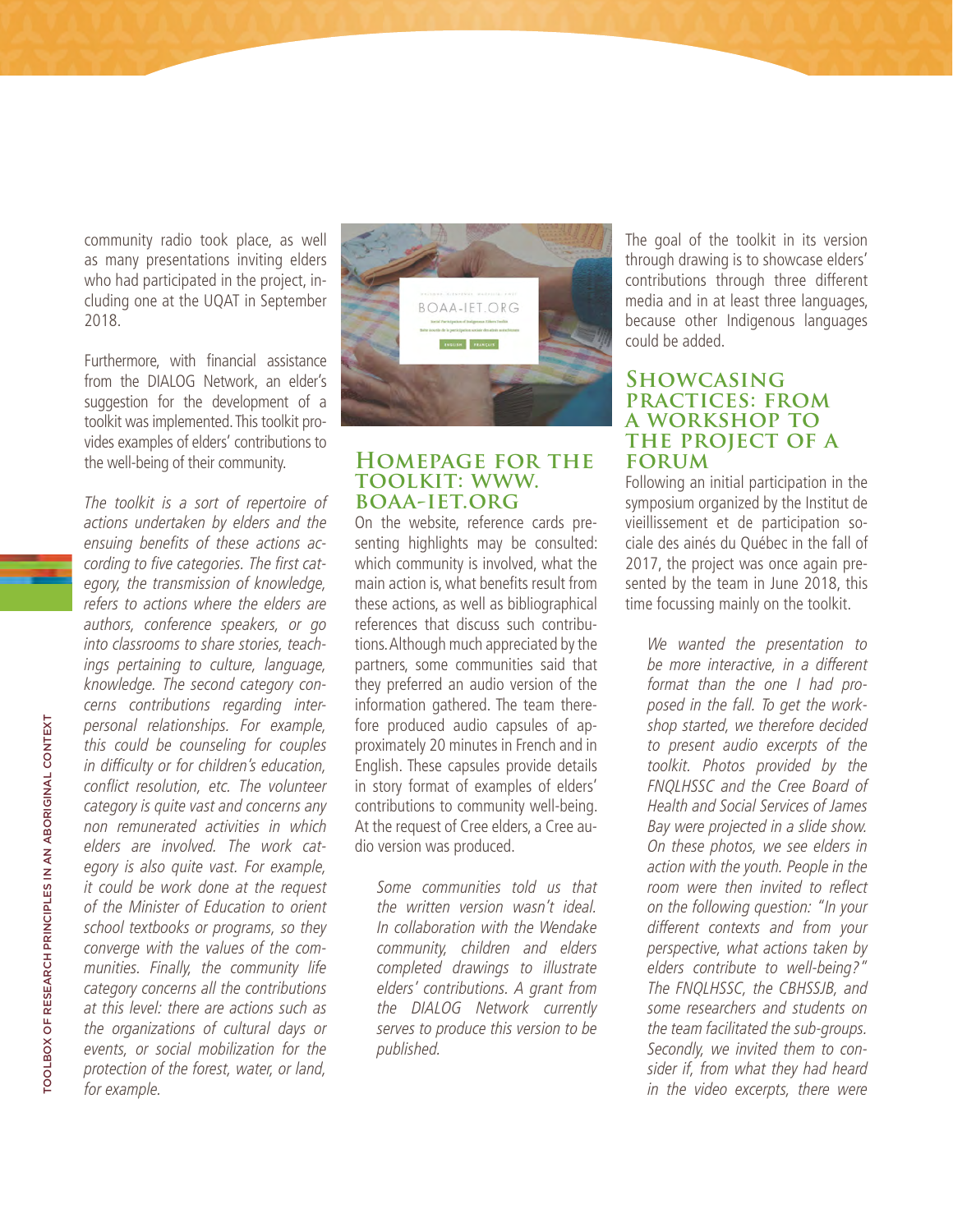community radio took place, as well as many presentations inviting elders who had participated in the project, including one at the UQAT in September 2018.

Furthermore, with financial assistance from the DIALOG Network, an elder's suggestion for the development of a toolkit was implemented. This toolkit provides examples of elders' contributions to the well-being of their community.

*The toolkit is a sort of repertoire of actions undertaken by elders and the ensuing benefits of these actions according to five categories. The first category, the transmission of knowledge, refers to actions where the elders are authors, conference speakers, or go into classrooms to share stories, teachings pertaining to culture, language, knowledge. The second category concerns contributions regarding interpersonal relationships. For example, this could be counseling for couples in difficulty or for children's education, conflict resolution, etc. The volunteer category is quite vast and concerns any non remunerated activities in which elders are involved. The work category is also quite vast. For example, it could be work done at the request of the Minister of Education to orient school textbooks or programs, so they converge with the values of the communities. Finally, the community life category concerns all the contributions at this level: there are actions such as the organizations of cultural days or events, or social mobilization for the protection of the forest, water, or land, for example.*

## Homepage for the toolkit: www.boaa-iet.org

On the website, reference cards presenting highlights may be consulted: which community is involved, what the main action is, what benefits result from these actions, as well as bibliographical references that discuss such contributions. Although much appreciated by the partners, some communities said that they preferred an audio version of the information gathered. The team therefore produced audio capsules of approximately 20 minutes in French and in English. These capsules provide details in story format of examples of elders' contributions to community well-being. At the request of Cree elders, a Cree audio version was produced.

> *Some communities told us that the written version wasn't ideal. In collaboration with the Wendake community, children and elders completed drawings to illustrate elders' contributions. A grant from the DIALOG Network currently serves to produce this version to be published.*

The goal of the toolkit in its version through drawing is to showcase elders' contributions through three different media and in at least three languages, because other Indigenous languages could be added.

## Showcasing practices: from a workshop to the project of a forum

Following an initial participation in the symposium organized by the Institut de vieillissement et de participation sociale des ainés du Québec in the fall of 2017, the project was once again presented by the team in June 2018, this time focussing mainly on the toolkit.

> *We wanted the presentation to be more interactive, in a different format than the one I had proposed in the fall. To get the workshop started, we therefore decided to present audio excerpts of the toolkit. Photos provided by the FNQLHSSC and the Cree Board of Health and Social Services of James Bay were projected in a slide show. On these photos, we see elders in action with the youth. People in the room were then invited to reflect on the following question: "In your different contexts and from your perspective, what actions taken by elders contribute to well-being?" The FNQLHSSC, the CBHSSJB, and some researchers and students on the team facilitated the sub-groups. Secondly, we invited them to consider if, from what they had heard in the video excerpts, there were*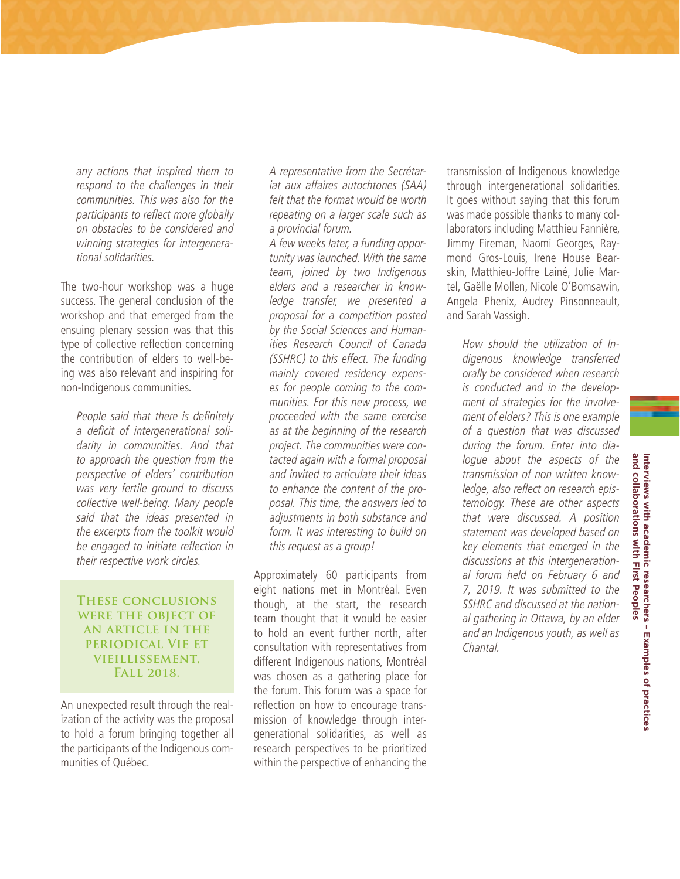*any actions that inspired them to respond to the challenges in their communities. This was also for the participants to reflect more globally on obstacles to be considered and winning strategies for intergenerational solidarities.*

The two-hour workshop was a huge success. The general conclusion of the workshop and that emerged from the ensuing plenary session was that this type of collective reflection concerning the contribution of elders to well-being was also relevant and inspiring for non-Indigenous communities.

*People said that there is definitely a deficit of intergenerational solidarity in communities. And that to approach the question from the perspective of elders' contribution was very fertile ground to discuss collective well-being. Many people said that the ideas presented in the excerpts from the toolkit would be engaged to initiate reflection in their respective work circles.*

**These conclusions were the object of an article in the periodical Vie et vieillissement, Fall 2018.**

An unexpected result through the realization of the activity was the proposal to hold a forum bringing together all the participants of the Indigenous communities of Québec.

*A representative from the Secrétariat aux affaires autochtones (SAA) felt that the format would be worth repeating on a larger scale such as a provincial forum.*

*A few weeks later, a funding opportunity was launched. With the same team, joined by two Indigenous elders and a researcher in knowledge transfer, we presented a proposal for a competition posted by the Social Sciences and Humanities Research Council of Canada (SSHRC) to this effect. The funding mainly covered residency expenses for people coming to the communities. For this new process, we proceeded with the same exercise as at the beginning of the research project. The communities were contacted again with a formal proposal and invited to articulate their ideas to enhance the content of the proposal. This time, the answers led to adjustments in both substance and form. It was interesting to build on this request as a group!*

Approximately 60 participants from eight nations met in Montréal. Even though, at the start, the research team thought that it would be easier to hold an event further north, after consultation with representatives from different Indigenous nations, Montréal was chosen as a gathering place for the forum. This forum was a space for reflection on how to encourage transmission of knowledge through intergenerational solidarities, as well as research perspectives to be prioritized within the perspective of enhancing the transmission of Indigenous knowledge through intergenerational solidarities. It goes without saying that this forum was made possible thanks to many collaborators including Matthieu Fannière, Jimmy Fireman, Naomi Georges, Raymond Gros-Louis, Irene House Bearskin, Matthieu-Joffre Lainé, Julie Martel, Gaëlle Mollen, Nicole O'Bomsawin, Angela Phenix, Audrey Pinsonneault, and Sarah Vassigh.

*How should the utilization of Indigenous knowledge transferred orally be considered when research is conducted and in the development of strategies for the involvement of elders? This is one example of a question that was discussed during the forum. Enter into dialogue about the aspects of the transmission of non written knowledge, also reflect on research epistemology. These are other aspects that were discussed. A position statement was developed based on key elements that emerged in the discussions at this intergenerational forum held on February 6 and 7, 2019. It was submitted to the SSHRC and discussed at the national gathering in Ottawa, by an elder and an Indigenous youth, as well as Chantal.*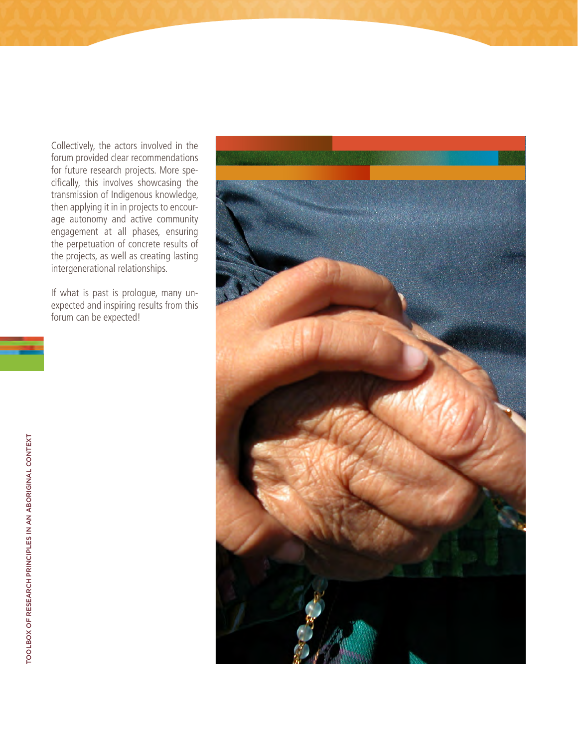Collectively, the actors involved in the forum provided clear recommendations for future research projects. More specifically, this involves showcasing the transmission of Indigenous knowledge, then applying it in in projects to encourage autonomy and active community engagement at all phases, ensuring the perpetuation of concrete results of the projects, as well as creating lasting intergenerational relationships.

If what is past is prologue, many unexpected and inspiring results from this forum can be expected!